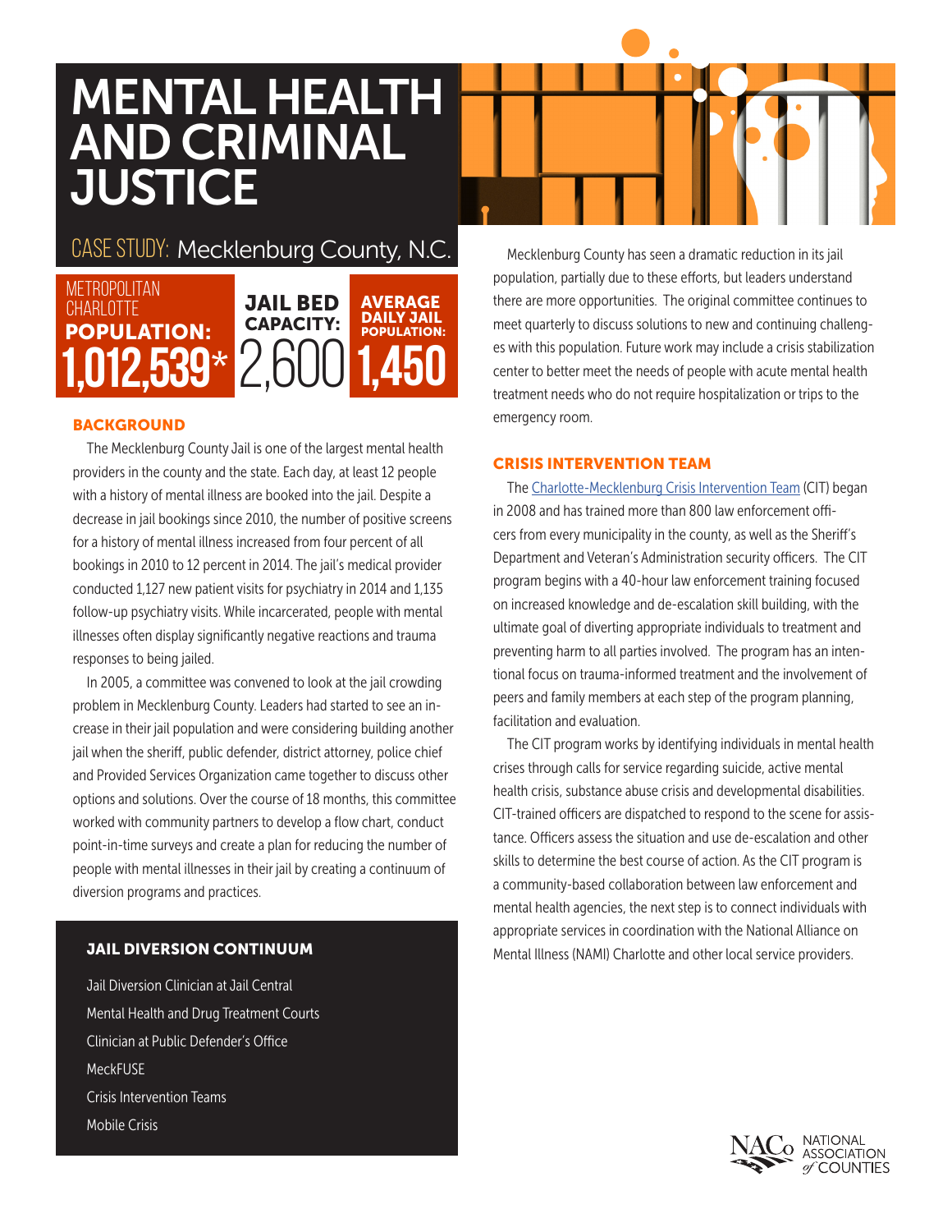# MENTAL HEALTH AND CRIMINAL JUSTICE

## CASE STUDY: Mecklenburg County, N.C.

METROPOLITAN CHARLOTTE **POPULATION:** **1,012,539***

**JAIL BED CAPACITY:** 2,600

**AVERAGE DAILY JAIL POPULATION:** **1,450**

### BACKGROUND

The Mecklenburg County Jail is one of the largest mental health providers in the county and the state. Each day, at least 12 people with a history of mental illness are booked into the jail. Despite a decrease in jail bookings since 2010, the number of positive screens for a history of mental illness increased from four percent of all bookings in 2010 to 12 percent in 2014. The jail's medical provider conducted 1,127 new patient visits for psychiatry in 2014 and 1,135 follow-up psychiatry visits. While incarcerated, people with mental illnesses often display significantly negative reactions and trauma responses to being jailed.

In 2005, a committee was convened to look at the jail crowding problem in Mecklenburg County. Leaders had started to see an increase in their jail population and were considering building another jail when the sheriff, public defender, district attorney, police chief and Provided Services Organization came together to discuss other options and solutions. Over the course of 18 months, this committee worked with community partners to develop a flow chart, conduct point-in-time surveys and create a plan for reducing the number of people with mental illnesses in their jail by creating a continuum of diversion programs and practices.

### JAIL DIVERSION CONTINUUM

- Jail Diversion Clinician at Jail Central
- Mental Health and Drug Treatment Courts
- Clinician at Public Defender's Office
- MeckFUSE
- Crisis Intervention Teams
- Mobile Crisis

Mecklenburg County has seen a dramatic reduction in its jail population, partially due to these efforts, but leaders understand there are more opportunities. The original committee continues to meet quarterly to discuss solutions to new and continuing challenges with this population. Future work may include a crisis stabilization center to better meet the needs of people with acute mental health treatment needs who do not require hospitalization or trips to the emergency room.

### CRISIS INTERVENTION TEAM

The Charlotte-Mecklenburg Crisis Intervention Team (CIT) began in 2008 and has trained more than 800 law enforcement officers from every municipality in the county, as well as the Sheriff's Department and Veteran's Administration security officers. The CIT program begins with a 40-hour law enforcement training focused on increased knowledge and de-escalation skill building, with the ultimate goal of diverting appropriate individuals to treatment and preventing harm to all parties involved. The program has an intentional focus on trauma-informed treatment and the involvement of peers and family members at each step of the program planning, facilitation and evaluation.

The CIT program works by identifying individuals in mental health crises through calls for service regarding suicide, active mental health crisis, substance abuse crisis and developmental disabilities. CIT-trained officers are dispatched to respond to the scene for assistance. Officers assess the situation and use de-escalation and other skills to determine the best course of action. As the CIT program is a community-based collaboration between law enforcement and mental health agencies, the next step is to connect individuals with appropriate services in coordination with the National Alliance on Mental Illness (NAMI) Charlotte and other local service providers.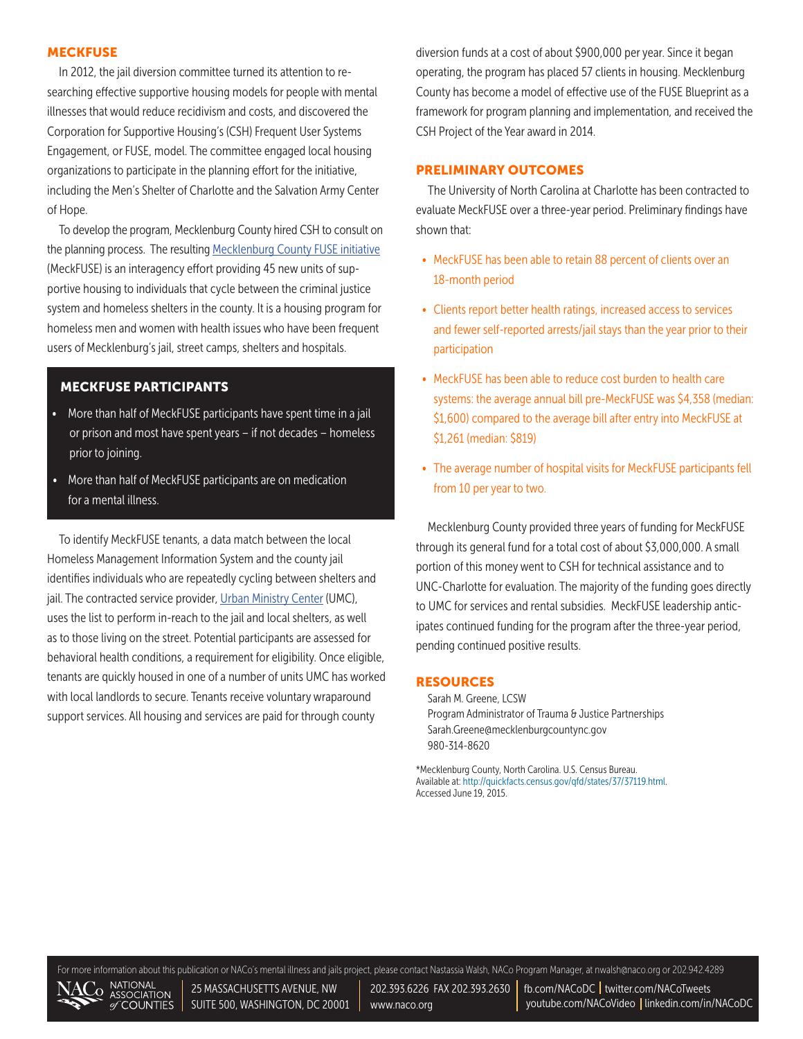## MECKFUSE

In 2012, the jail diversion committee turned its attention to researching effective supportive housing models for people with mental illnesses that would reduce recidivism and costs, and discovered the Corporation for Supportive Housing's (CSH) Frequent User Systems Engagement, or FUSE, model. The committee engaged local housing organizations to participate in the planning effort for the initiative, including the Men's Shelter of Charlotte and the Salvation Army Center of Hope.

To develop the program, Mecklenburg County hired CSH to consult on the planning process. The resulting Mecklenburg County FUSE initiative (MeckFUSE) is an interagency effort providing 45 new units of supportive housing to individuals that cycle between the criminal justice system and homeless shelters in the county. It is a housing program for homeless men and women with health issues who have been frequent users of Mecklenburg's jail, street camps, shelters and hospitals.

### MECKFUSE PARTICIPANTS

- More than half of MeckFUSE participants have spent time in a jail or prison and most have spent years – if not decades – homeless prior to joining.
- More than half of MeckFUSE participants are on medication for a mental illness.

To identify MeckFUSE tenants, a data match between the local Homeless Management Information System and the county jail identifies individuals who are repeatedly cycling between shelters and jail. The contracted service provider, Urban Ministry Center (UMC), uses the list to perform in-reach to the jail and local shelters, as well as to those living on the street. Potential participants are assessed for behavioral health conditions, a requirement for eligibility. Once eligible, tenants are quickly housed in one of a number of units UMC has worked with local landlords to secure. Tenants receive voluntary wraparound support services. All housing and services are paid for through county diversion funds at a cost of about $900,000 per year. Since it began operating, the program has placed 57 clients in housing. Mecklenburg County has become a model of effective use of the FUSE Blueprint as a framework for program planning and implementation, and received the CSH Project of the Year award in 2014.

## PRELIMINARY OUTCOMES

The University of North Carolina at Charlotte has been contracted to evaluate MeckFUSE over a three-year period. Preliminary findings have shown that:

- MeckFUSE has been able to retain 88 percent of clients over an 18-month period
- Clients report better health ratings, increased access to services and fewer self-reported arrests/jail stays than the year prior to their participation
- MeckFUSE has been able to reduce cost burden to health care systems: the average annual bill pre-MeckFUSE was $4,358 (median: $1,600) compared to the average bill after entry into MeckFUSE at $1,261 (median: $819)
- The average number of hospital visits for MeckFUSE participants fell from 10 per year to two.

Mecklenburg County provided three years of funding for MeckFUSE through its general fund for a total cost of about $3,000,000. A small portion of this money went to CSH for technical assistance and to UNC-Charlotte for evaluation. The majority of the funding goes directly to UMC for services and rental subsidies. MeckFUSE leadership anticipates continued funding for the program after the three-year period, pending continued positive results.

## RESOURCES

Sarah M. Greene, LCSW
Program Administrator of Trauma & Justice Partnerships
Sarah.Greene@mecklenburgcountync.gov
980-314-8620

*Mecklenburg County, North Carolina. U.S. Census Bureau. Available at: http://quickfacts.census.gov/qfd/states/37/37119.html. Accessed June 19, 2015.

For more information about this publication or NACo's mental illness and jails project, please contact Nastassia Walsh, NACo Program Manager, at nwalsh@naco.org or 202.942.4289

NATIONAL ASSOCIATION of COUNTIES | 25 MASSACHUSETTS AVENUE, NW SUITE 500, WASHINGTON, DC 20001 | 202.393.6226 FAX 202.393.2630 www.naco.org | fb.com/NACoDC | twitter.com/NACoTweets youtube.com/NACoVideo | linkedin.com/in/NACoDC